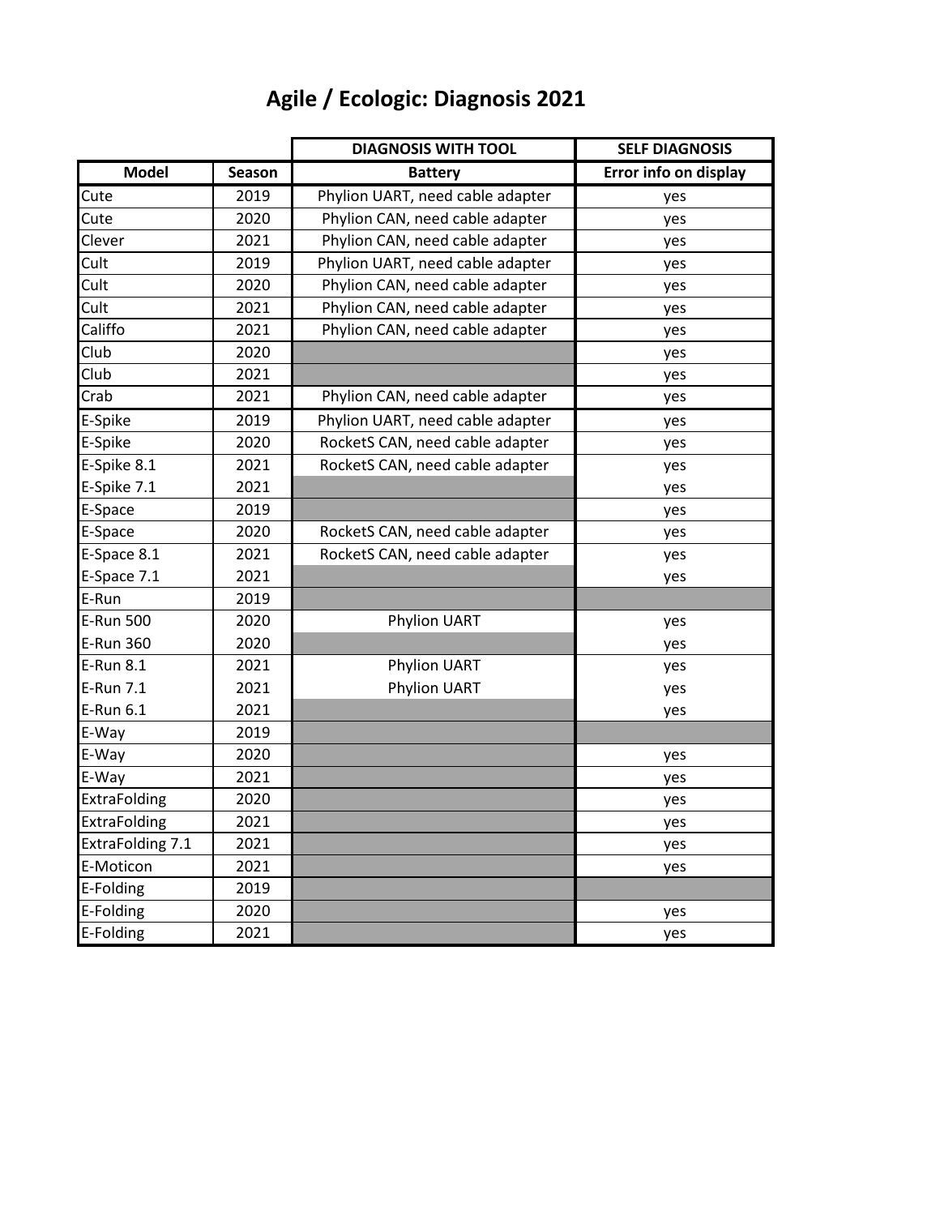# Agile / Ecologic: Diagnosis 2021

| | | DIAGNOSIS WITH TOOL | SELF DIAGNOSIS |
|---|---|---|---|
| **Model** | **Season** | **Battery** | **Error info on display** |
| Cute | 2019 | Phylion UART, need cable adapter | yes |
| Cute | 2020 | Phylion CAN, need cable adapter | yes |
| Clever | 2021 | Phylion CAN, need cable adapter | yes |
| Cult | 2019 | Phylion UART, need cable adapter | yes |
| Cult | 2020 | Phylion CAN, need cable adapter | yes |
| Cult | 2021 | Phylion CAN, need cable adapter | yes |
| Califfo | 2021 | Phylion CAN, need cable adapter | yes |
| Club | 2020 | | yes |
| Club | 2021 | | yes |
| Crab | 2021 | Phylion CAN, need cable adapter | yes |
| E-Spike | 2019 | Phylion UART, need cable adapter | yes |
| E-Spike | 2020 | RocketS CAN, need cable adapter | yes |
| E-Spike 8.1 | 2021 | RocketS CAN, need cable adapter | yes |
| E-Spike 7.1 | 2021 | | yes |
| E-Space | 2019 | | yes |
| E-Space | 2020 | RocketS CAN, need cable adapter | yes |
| E-Space 8.1 | 2021 | RocketS CAN, need cable adapter | yes |
| E-Space 7.1 | 2021 | | yes |
| E-Run | 2019 | | |
| E-Run 500 | 2020 | Phylion UART | yes |
| E-Run 360 | 2020 | | yes |
| E-Run 8.1 | 2021 | Phylion UART | yes |
| E-Run 7.1 | 2021 | Phylion UART | yes |
| E-Run 6.1 | 2021 | | yes |
| E-Way | 2019 | | |
| E-Way | 2020 | | yes |
| E-Way | 2021 | | yes |
| ExtraFolding | 2020 | | yes |
| ExtraFolding | 2021 | | yes |
| ExtraFolding 7.1 | 2021 | | yes |
| E-Moticon | 2021 | | yes |
| E-Folding | 2019 | | |
| E-Folding | 2020 | | yes |
| E-Folding | 2021 | | yes |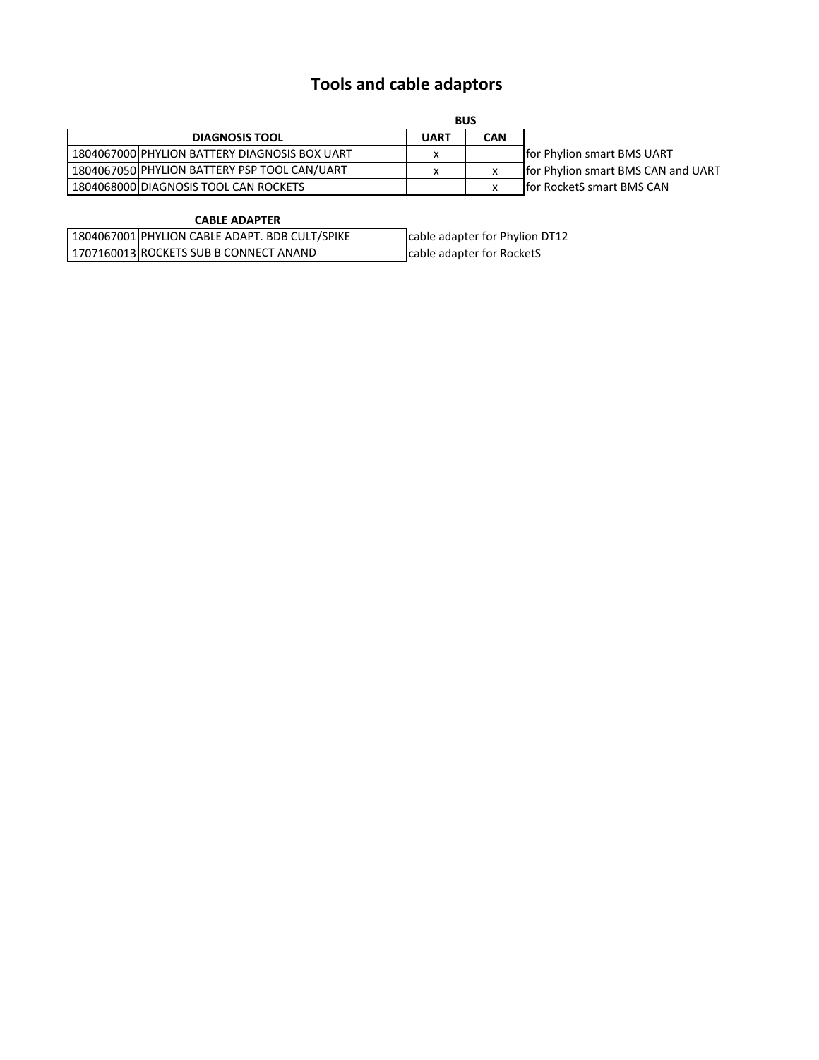# Tools and cable adaptors

| DIAGNOSIS TOOL | | BUS UART | BUS CAN | |
|---|---|---|---|---|
| 1804067000 | PHYLION BATTERY DIAGNOSIS BOX UART | x | | for Phylion smart BMS UART |
| 1804067050 | PHYLION BATTERY PSP TOOL CAN/UART | x | x | for Phylion smart BMS CAN and UART |
| 1804068000 | DIAGNOSIS TOOL CAN ROCKETS | | x | for RocketS smart BMS CAN |

**CABLE ADAPTER**

| | | |
|---|---|---|
| 1804067001 | PHYLION CABLE ADAPT. BDB CULT/SPIKE | cable adapter for Phylion DT12 |
| 1707160013 | ROCKETS SUB B CONNECT ANAND | cable adapter for RocketS |